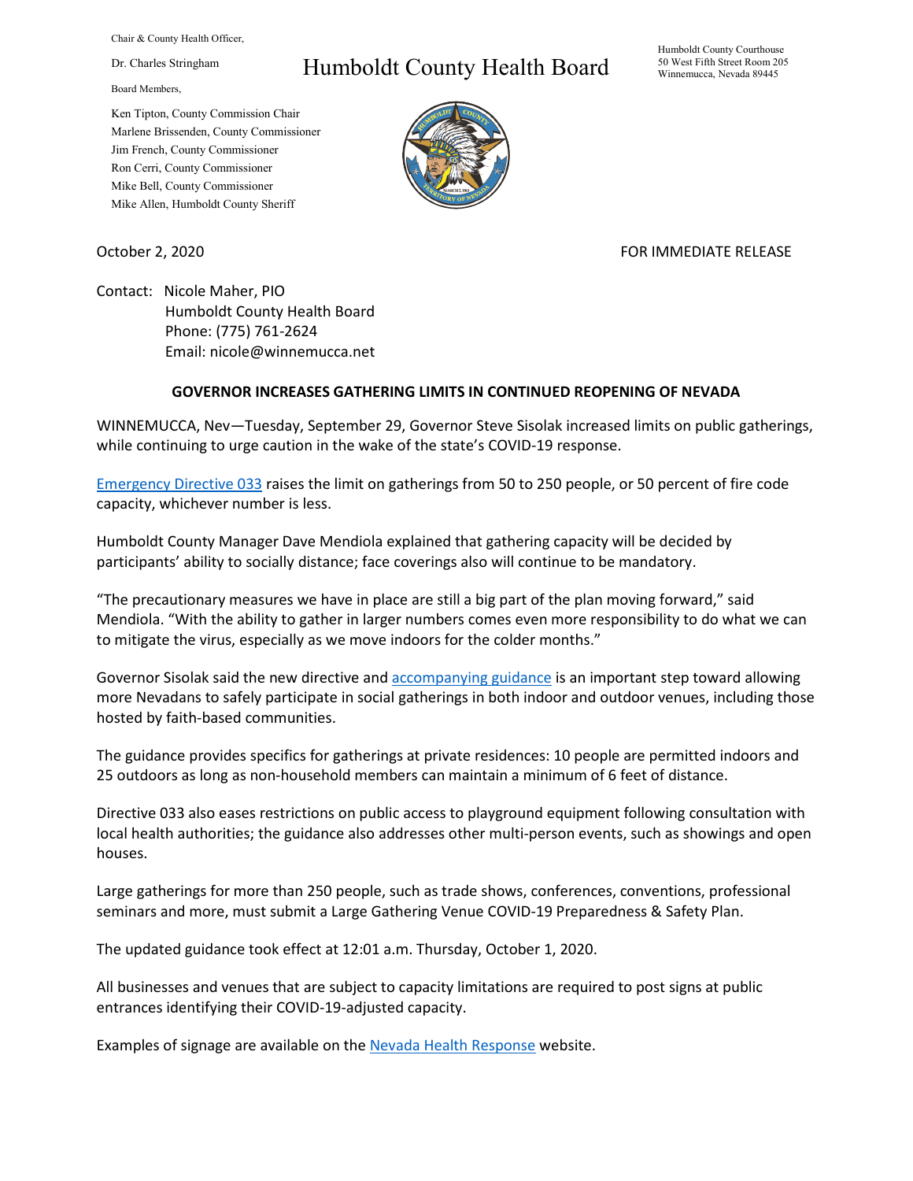Chair & County Health Officer,

Dr. Charles Stringham

Board Members,

Ken Tipton, County Commission Chair
Marlene Brissenden, County Commissioner
Jim French, County Commissioner
Ron Cerri, County Commissioner
Mike Bell, County Commissioner
Mike Allen, Humboldt County Sheriff

# Humboldt County Health Board

Humboldt County Courthouse
50 West Fifth Street Room 205
Winnemucca, Nevada 89445

October 2, 2020

FOR IMMEDIATE RELEASE

Contact: Nicole Maher, PIO
Humboldt County Health Board
Phone: (775) 761-2624
Email: nicole@winnemucca.net

## GOVERNOR INCREASES GATHERING LIMITS IN CONTINUED REOPENING OF NEVADA

WINNEMUCCA, Nev—Tuesday, September 29, Governor Steve Sisolak increased limits on public gatherings, while continuing to urge caution in the wake of the state's COVID-19 response.

Emergency Directive 033 raises the limit on gatherings from 50 to 250 people, or 50 percent of fire code capacity, whichever number is less.

Humboldt County Manager Dave Mendiola explained that gathering capacity will be decided by participants' ability to socially distance; face coverings also will continue to be mandatory.

"The precautionary measures we have in place are still a big part of the plan moving forward," said Mendiola. "With the ability to gather in larger numbers comes even more responsibility to do what we can to mitigate the virus, especially as we move indoors for the colder months."

Governor Sisolak said the new directive and accompanying guidance is an important step toward allowing more Nevadans to safely participate in social gatherings in both indoor and outdoor venues, including those hosted by faith-based communities.

The guidance provides specifics for gatherings at private residences: 10 people are permitted indoors and 25 outdoors as long as non-household members can maintain a minimum of 6 feet of distance.

Directive 033 also eases restrictions on public access to playground equipment following consultation with local health authorities; the guidance also addresses other multi-person events, such as showings and open houses.

Large gatherings for more than 250 people, such as trade shows, conferences, conventions, professional seminars and more, must submit a Large Gathering Venue COVID-19 Preparedness & Safety Plan.

The updated guidance took effect at 12:01 a.m. Thursday, October 1, 2020.

All businesses and venues that are subject to capacity limitations are required to post signs at public entrances identifying their COVID-19-adjusted capacity.

Examples of signage are available on the Nevada Health Response website.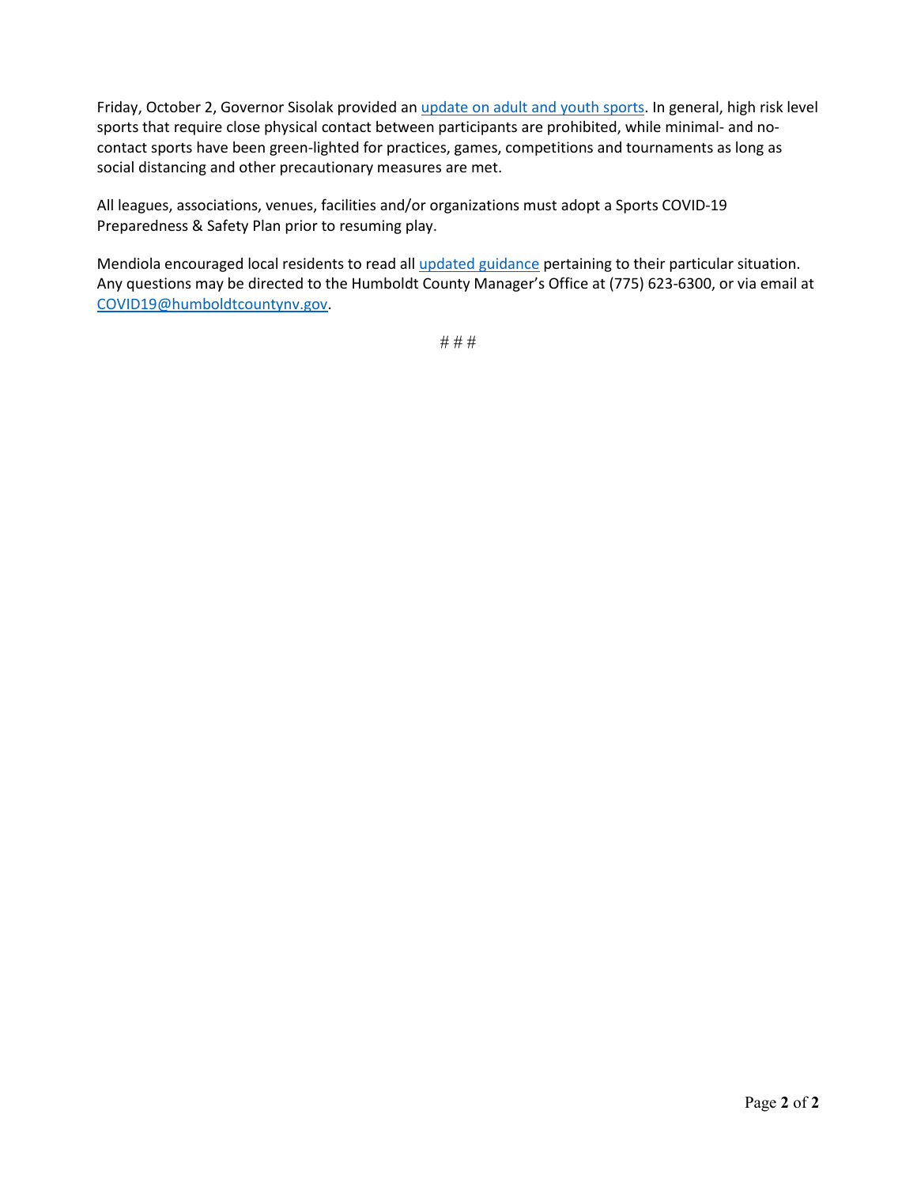Friday, October 2, Governor Sisolak provided an update on adult and youth sports. In general, high risk level sports that require close physical contact between participants are prohibited, while minimal- and no-contact sports have been green-lighted for practices, games, competitions and tournaments as long as social distancing and other precautionary measures are met.

All leagues, associations, venues, facilities and/or organizations must adopt a Sports COVID-19 Preparedness & Safety Plan prior to resuming play.

Mendiola encouraged local residents to read all updated guidance pertaining to their particular situation. Any questions may be directed to the Humboldt County Manager's Office at (775) 623-6300, or via email at COVID19@humboldtcountynv.gov.

# # #